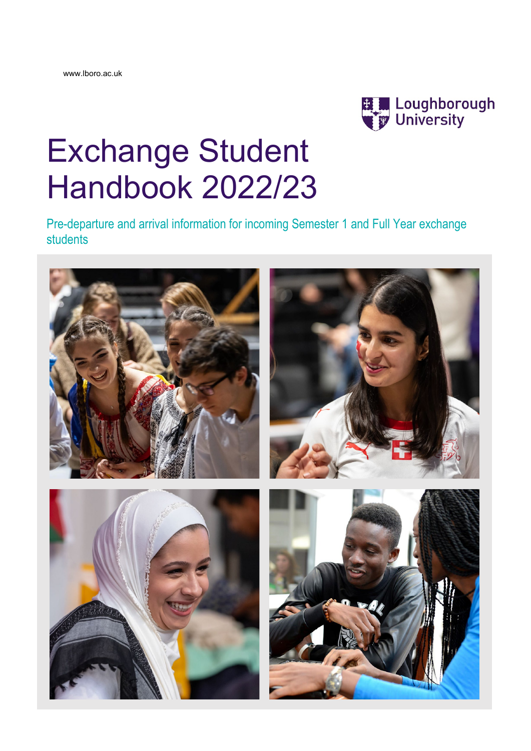www.lboro.ac.uk

Loughborough University

# Exchange Student Handbook 2022/23

Pre-departure and arrival information for incoming Semester 1 and Full Year exchange students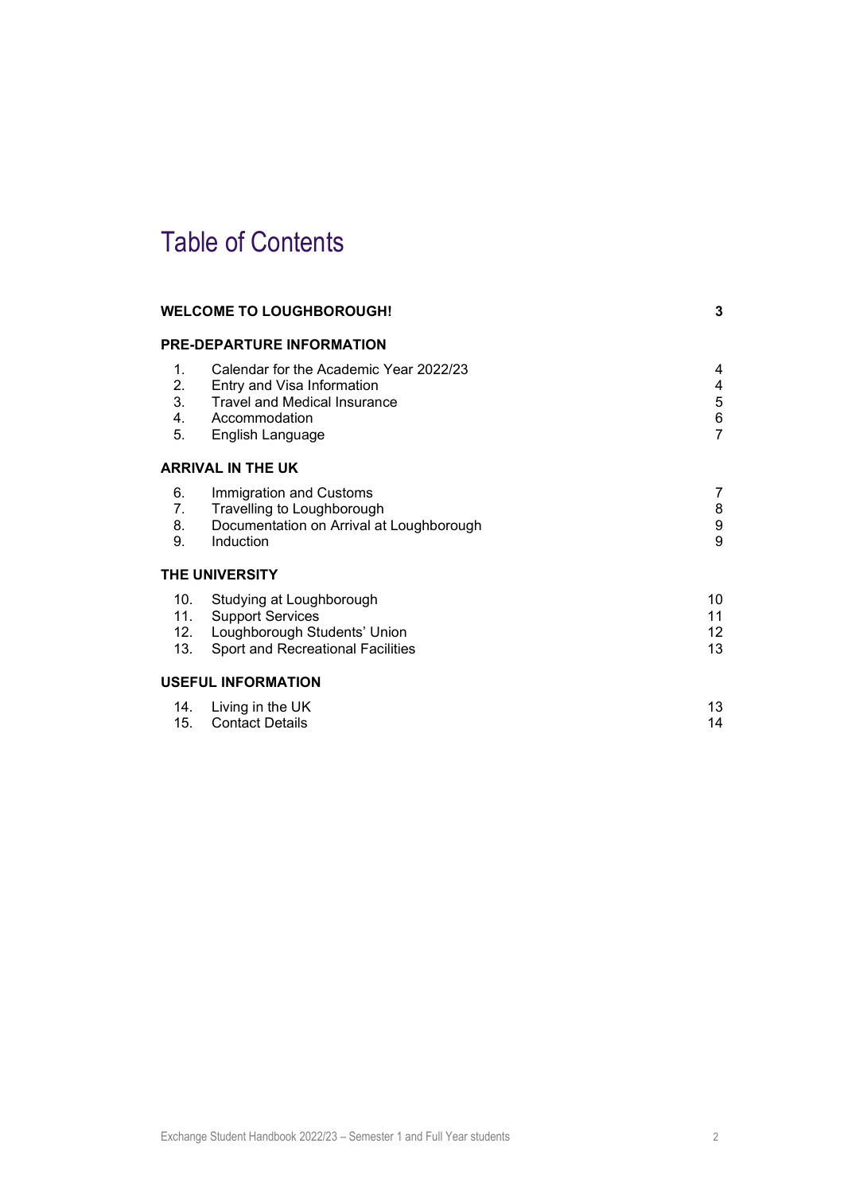# Table of Contents

**WELCOME TO LOUGHBOROUGH!** 3

**PRE-DEPARTURE INFORMATION**

| | | |
|---|---|---|
| 1. | Calendar for the Academic Year 2022/23 | 4 |
| 2. | Entry and Visa Information | 4 |
| 3. | Travel and Medical Insurance | 5 |
| 4. | Accommodation | 6 |
| 5. | English Language | 7 |

**ARRIVAL IN THE UK**

| | | |
|---|---|---|
| 6. | Immigration and Customs | 7 |
| 7. | Travelling to Loughborough | 8 |
| 8. | Documentation on Arrival at Loughborough | 9 |
| 9. | Induction | 9 |

**THE UNIVERSITY**

| | | |
|---|---|---|
| 10. | Studying at Loughborough | 10 |
| 11. | Support Services | 11 |
| 12. | Loughborough Students' Union | 12 |
| 13. | Sport and Recreational Facilities | 13 |

**USEFUL INFORMATION**

| | | |
|---|---|---|
| 14. | Living in the UK | 13 |
| 15. | Contact Details | 14 |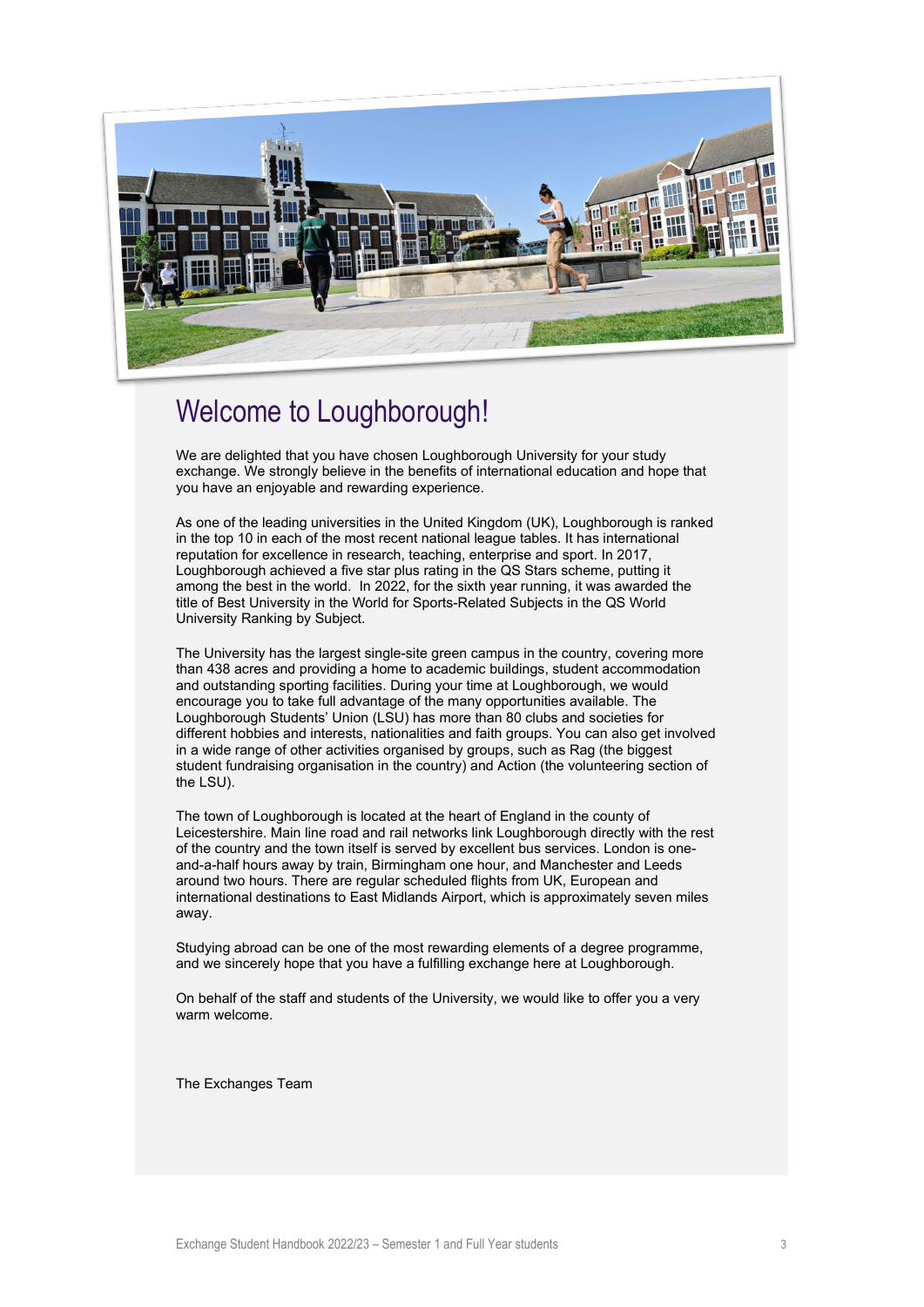# Welcome to Loughborough!

We are delighted that you have chosen Loughborough University for your study exchange. We strongly believe in the benefits of international education and hope that you have an enjoyable and rewarding experience.

As one of the leading universities in the United Kingdom (UK), Loughborough is ranked in the top 10 in each of the most recent national league tables. It has international reputation for excellence in research, teaching, enterprise and sport. In 2017, Loughborough achieved a five star plus rating in the QS Stars scheme, putting it among the best in the world. In 2022, for the sixth year running, it was awarded the title of Best University in the World for Sports-Related Subjects in the QS World University Ranking by Subject.

The University has the largest single-site green campus in the country, covering more than 438 acres and providing a home to academic buildings, student accommodation and outstanding sporting facilities. During your time at Loughborough, we would encourage you to take full advantage of the many opportunities available. The Loughborough Students' Union (LSU) has more than 80 clubs and societies for different hobbies and interests, nationalities and faith groups. You can also get involved in a wide range of other activities organised by groups, such as Rag (the biggest student fundraising organisation in the country) and Action (the volunteering section of the LSU).

The town of Loughborough is located at the heart of England in the county of Leicestershire. Main line road and rail networks link Loughborough directly with the rest of the country and the town itself is served by excellent bus services. London is one-and-a-half hours away by train, Birmingham one hour, and Manchester and Leeds around two hours. There are regular scheduled flights from UK, European and international destinations to East Midlands Airport, which is approximately seven miles away.

Studying abroad can be one of the most rewarding elements of a degree programme, and we sincerely hope that you have a fulfilling exchange here at Loughborough.

On behalf of the staff and students of the University, we would like to offer you a very warm welcome.

The Exchanges Team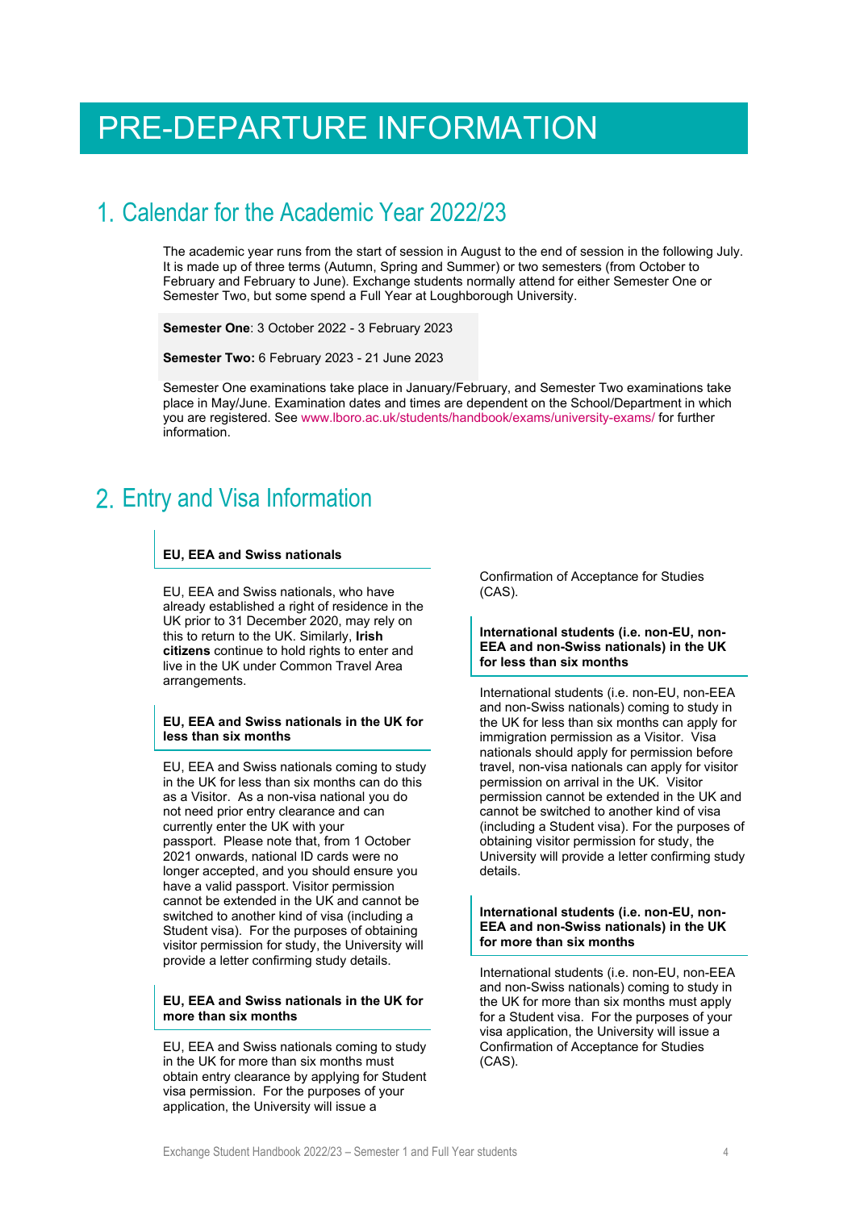# PRE-DEPARTURE INFORMATION

## 1. Calendar for the Academic Year 2022/23

The academic year runs from the start of session in August to the end of session in the following July. It is made up of three terms (Autumn, Spring and Summer) or two semesters (from October to February and February to June). Exchange students normally attend for either Semester One or Semester Two, but some spend a Full Year at Loughborough University.

**Semester One**: 3 October 2022 - 3 February 2023

**Semester Two:** 6 February 2023 - 21 June 2023

Semester One examinations take place in January/February, and Semester Two examinations take place in May/June. Examination dates and times are dependent on the School/Department in which you are registered. See www.lboro.ac.uk/students/handbook/exams/university-exams/ for further information.

## 2. Entry and Visa Information

### EU, EEA and Swiss nationals

EU, EEA and Swiss nationals, who have already established a right of residence in the UK prior to 31 December 2020, may rely on this to return to the UK. Similarly, **Irish citizens** continue to hold rights to enter and live in the UK under Common Travel Area arrangements.

### EU, EEA and Swiss nationals in the UK for less than six months

EU, EEA and Swiss nationals coming to study in the UK for less than six months can do this as a Visitor. As a non-visa national you do not need prior entry clearance and can currently enter the UK with your passport. Please note that, from 1 October 2021 onwards, national ID cards were no longer accepted, and you should ensure you have a valid passport. Visitor permission cannot be extended in the UK and cannot be switched to another kind of visa (including a Student visa). For the purposes of obtaining visitor permission for study, the University will provide a letter confirming study details.

### EU, EEA and Swiss nationals in the UK for more than six months

EU, EEA and Swiss nationals coming to study in the UK for more than six months must obtain entry clearance by applying for Student visa permission. For the purposes of your application, the University will issue a Confirmation of Acceptance for Studies (CAS).

### International students (i.e. non-EU, non-EEA and non-Swiss nationals) in the UK for less than six months

International students (i.e. non-EU, non-EEA and non-Swiss nationals) coming to study in the UK for less than six months can apply for immigration permission as a Visitor. Visa nationals should apply for permission before travel, non-visa nationals can apply for visitor permission on arrival in the UK. Visitor permission cannot be extended in the UK and cannot be switched to another kind of visa (including a Student visa). For the purposes of obtaining visitor permission for study, the University will provide a letter confirming study details.

### International students (i.e. non-EU, non-EEA and non-Swiss nationals) in the UK for more than six months

International students (i.e. non-EU, non-EEA and non-Swiss nationals) coming to study in the UK for more than six months must apply for a Student visa. For the purposes of your visa application, the University will issue a Confirmation of Acceptance for Studies (CAS).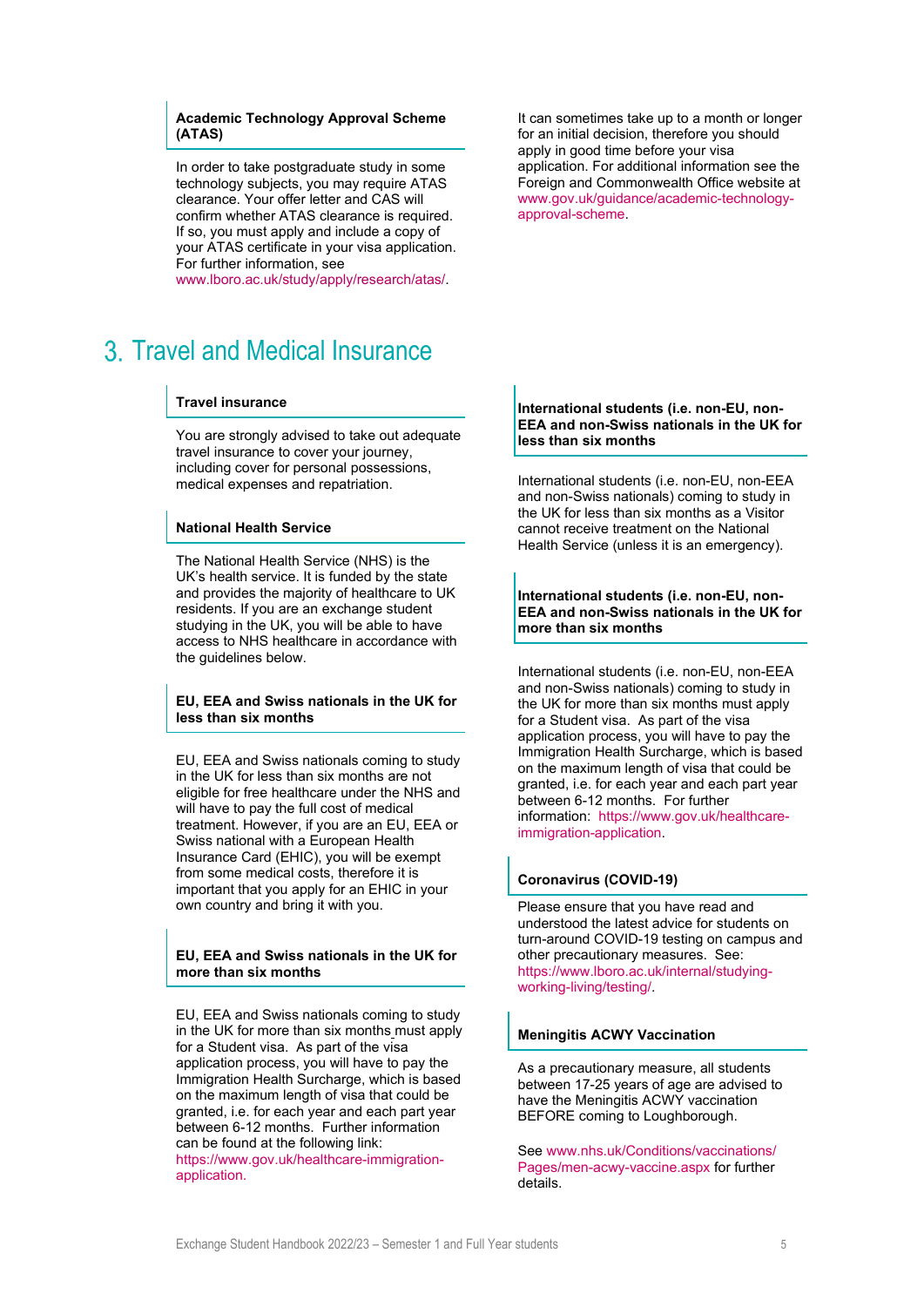### Academic Technology Approval Scheme (ATAS)

In order to take postgraduate study in some technology subjects, you may require ATAS clearance. Your offer letter and CAS will confirm whether ATAS clearance is required. If so, you must apply and include a copy of your ATAS certificate in your visa application. For further information, see www.lboro.ac.uk/study/apply/research/atas/.

It can sometimes take up to a month or longer for an initial decision, therefore you should apply in good time before your visa application. For additional information see the Foreign and Commonwealth Office website at www.gov.uk/guidance/academic-technology-approval-scheme.

# 3. Travel and Medical Insurance

### Travel insurance

You are strongly advised to take out adequate travel insurance to cover your journey, including cover for personal possessions, medical expenses and repatriation.

### National Health Service

The National Health Service (NHS) is the UK's health service. It is funded by the state and provides the majority of healthcare to UK residents. If you are an exchange student studying in the UK, you will be able to have access to NHS healthcare in accordance with the guidelines below.

### EU, EEA and Swiss nationals in the UK for less than six months

EU, EEA and Swiss nationals coming to study in the UK for less than six months are not eligible for free healthcare under the NHS and will have to pay the full cost of medical treatment. However, if you are an EU, EEA or Swiss national with a European Health Insurance Card (EHIC), you will be exempt from some medical costs, therefore it is important that you apply for an EHIC in your own country and bring it with you.

### EU, EEA and Swiss nationals in the UK for more than six months

EU, EEA and Swiss nationals coming to study in the UK for more than six months must apply for a Student visa. As part of the visa application process, you will have to pay the Immigration Health Surcharge, which is based on the maximum length of visa that could be granted, i.e. for each year and each part year between 6-12 months. Further information can be found at the following link: https://www.gov.uk/healthcare-immigration-application.

### International students (i.e. non-EU, non-EEA and non-Swiss nationals in the UK for less than six months

International students (i.e. non-EU, non-EEA and non-Swiss nationals) coming to study in the UK for less than six months as a Visitor cannot receive treatment on the National Health Service (unless it is an emergency).

### International students (i.e. non-EU, non-EEA and non-Swiss nationals in the UK for more than six months

International students (i.e. non-EU, non-EEA and non-Swiss nationals) coming to study in the UK for more than six months must apply for a Student visa. As part of the visa application process, you will have to pay the Immigration Health Surcharge, which is based on the maximum length of visa that could be granted, i.e. for each year and each part year between 6-12 months. For further information: https://www.gov.uk/healthcare-immigration-application.

### Coronavirus (COVID-19)

Please ensure that you have read and understood the latest advice for students on turn-around COVID-19 testing on campus and other precautionary measures. See: https://www.lboro.ac.uk/internal/studying-working-living/testing/.

### Meningitis ACWY Vaccination

As a precautionary measure, all students between 17-25 years of age are advised to have the Meningitis ACWY vaccination BEFORE coming to Loughborough.

See www.nhs.uk/Conditions/vaccinations/Pages/men-acwy-vaccine.aspx for further details.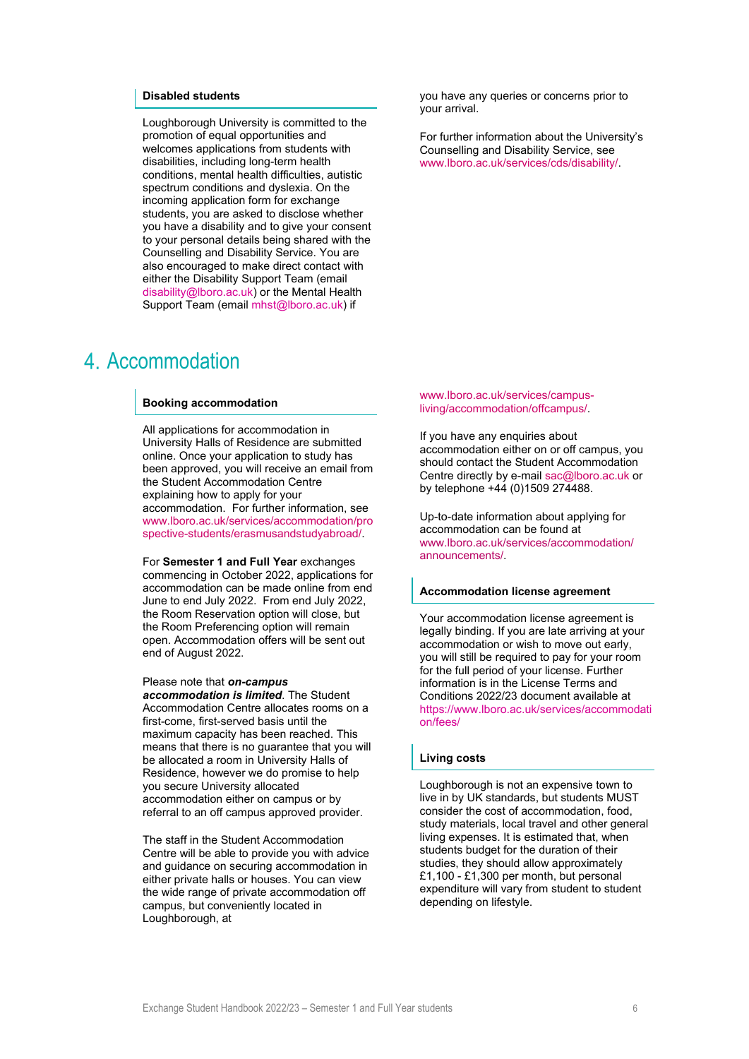### Disabled students

Loughborough University is committed to the promotion of equal opportunities and welcomes applications from students with disabilities, including long-term health conditions, mental health difficulties, autistic spectrum conditions and dyslexia. On the incoming application form for exchange students, you are asked to disclose whether you have a disability and to give your consent to your personal details being shared with the Counselling and Disability Service. You are also encouraged to make direct contact with either the Disability Support Team (email disability@lboro.ac.uk) or the Mental Health Support Team (email mhst@lboro.ac.uk) if you have any queries or concerns prior to your arrival.

For further information about the University's Counselling and Disability Service, see www.lboro.ac.uk/services/cds/disability/.

# 4. Accommodation

### Booking accommodation

All applications for accommodation in University Halls of Residence are submitted online. Once your application to study has been approved, you will receive an email from the Student Accommodation Centre explaining how to apply for your accommodation. For further information, see www.lboro.ac.uk/services/accommodation/prospective-students/erasmusandstudyabroad/.

For **Semester 1 and Full Year** exchanges commencing in October 2022, applications for accommodation can be made online from end June to end July 2022. From end July 2022, the Room Reservation option will close, but the Room Preferencing option will remain open. Accommodation offers will be sent out end of August 2022.

Please note that ***on-campus accommodation is limited***. The Student Accommodation Centre allocates rooms on a first-come, first-served basis until the maximum capacity has been reached. This means that there is no guarantee that you will be allocated a room in University Halls of Residence, however we do promise to help you secure University allocated accommodation either on campus or by referral to an off campus approved provider.

The staff in the Student Accommodation Centre will be able to provide you with advice and guidance on securing accommodation in either private halls or houses. You can view the wide range of private accommodation off campus, but conveniently located in Loughborough, at www.lboro.ac.uk/services/campus-living/accommodation/offcampus/.

If you have any enquiries about accommodation either on or off campus, you should contact the Student Accommodation Centre directly by e-mail sac@lboro.ac.uk or by telephone +44 (0)1509 274488.

Up-to-date information about applying for accommodation can be found at www.lboro.ac.uk/services/accommodation/announcements/.

### Accommodation license agreement

Your accommodation license agreement is legally binding. If you are late arriving at your accommodation or wish to move out early, you will still be required to pay for your room for the full period of your license. Further information is in the License Terms and Conditions 2022/23 document available at https://www.lboro.ac.uk/services/accommodation/fees/

### Living costs

Loughborough is not an expensive town to live in by UK standards, but students MUST consider the cost of accommodation, food, study materials, local travel and other general living expenses. It is estimated that, when students budget for the duration of their studies, they should allow approximately £1,100 - £1,300 per month, but personal expenditure will vary from student to student depending on lifestyle.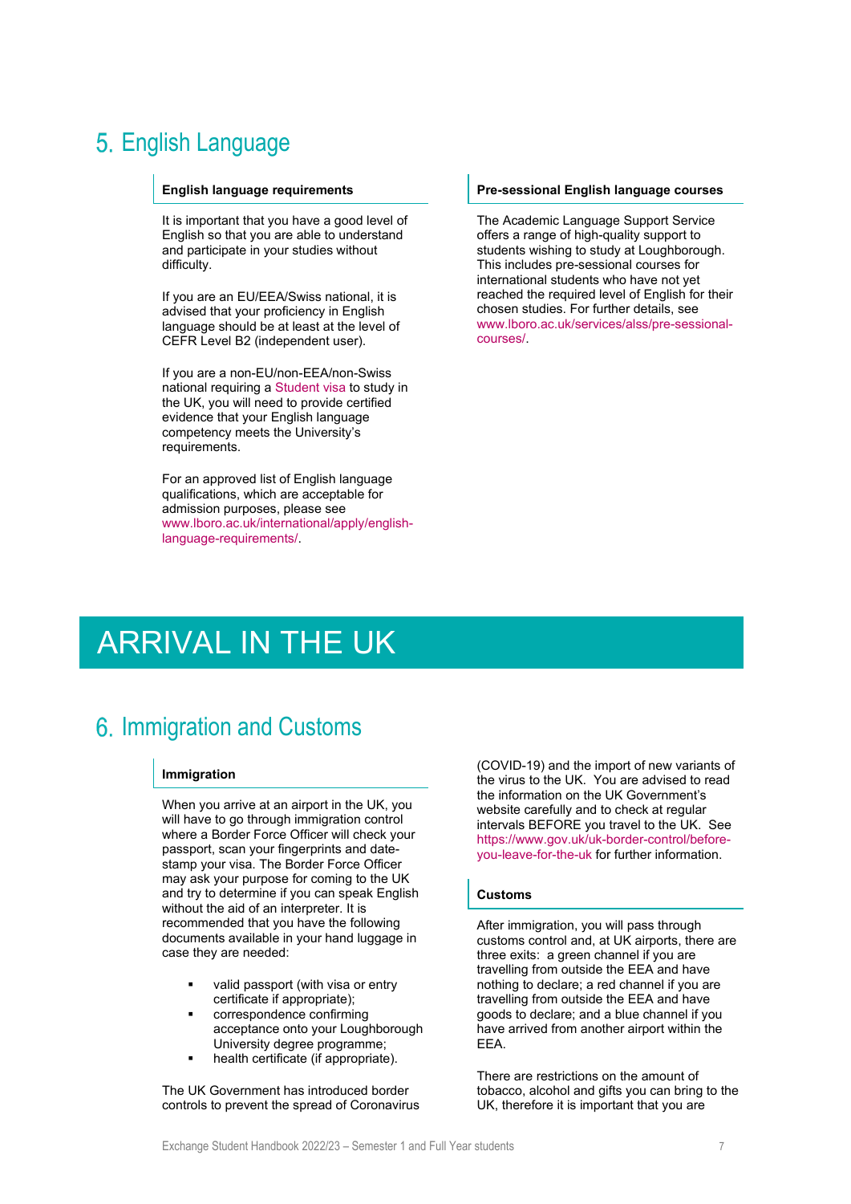## 5. English Language

### English language requirements

It is important that you have a good level of English so that you are able to understand and participate in your studies without difficulty.

If you are an EU/EEA/Swiss national, it is advised that your proficiency in English language should be at least at the level of CEFR Level B2 (independent user).

If you are a non-EU/non-EEA/non-Swiss national requiring a Student visa to study in the UK, you will need to provide certified evidence that your English language competency meets the University's requirements.

For an approved list of English language qualifications, which are acceptable for admission purposes, please see www.lboro.ac.uk/international/apply/english-language-requirements/.

### Pre-sessional English language courses

The Academic Language Support Service offers a range of high-quality support to students wishing to study at Loughborough. This includes pre-sessional courses for international students who have not yet reached the required level of English for their chosen studies. For further details, see www.lboro.ac.uk/services/alss/pre-sessional-courses/.

# ARRIVAL IN THE UK

## 6. Immigration and Customs

### Immigration

When you arrive at an airport in the UK, you will have to go through immigration control where a Border Force Officer will check your passport, scan your fingerprints and date-stamp your visa. The Border Force Officer may ask your purpose for coming to the UK and try to determine if you can speak English without the aid of an interpreter. It is recommended that you have the following documents available in your hand luggage in case they are needed:

- valid passport (with visa or entry certificate if appropriate);
- correspondence confirming acceptance onto your Loughborough University degree programme;
- health certificate (if appropriate).

The UK Government has introduced border controls to prevent the spread of Coronavirus (COVID-19) and the import of new variants of the virus to the UK. You are advised to read the information on the UK Government's website carefully and to check at regular intervals BEFORE you travel to the UK. See https://www.gov.uk/uk-border-control/before-you-leave-for-the-uk for further information.

### Customs

After immigration, you will pass through customs control and, at UK airports, there are three exits: a green channel if you are travelling from outside the EEA and have nothing to declare; a red channel if you are travelling from outside the EEA and have goods to declare; and a blue channel if you have arrived from another airport within the EEA.

There are restrictions on the amount of tobacco, alcohol and gifts you can bring to the UK, therefore it is important that you are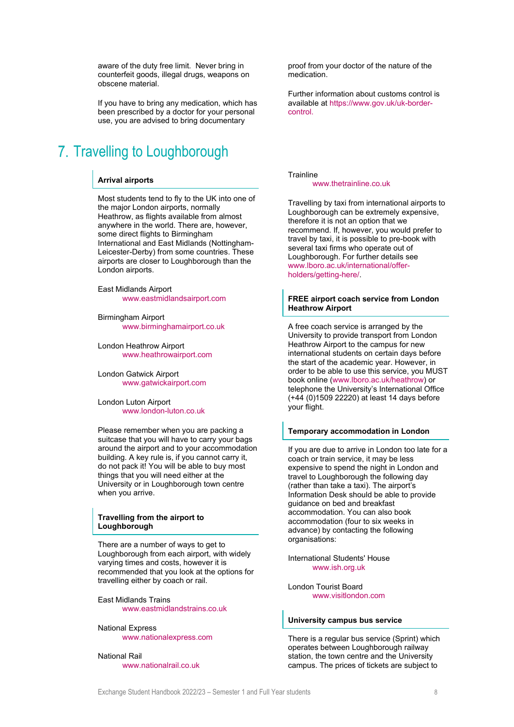aware of the duty free limit. Never bring in counterfeit goods, illegal drugs, weapons on obscene material.

If you have to bring any medication, which has been prescribed by a doctor for your personal use, you are advised to bring documentary proof from your doctor of the nature of the medication.

Further information about customs control is available at https://www.gov.uk/uk-border-control.

# 7. Travelling to Loughborough

### Arrival airports

Most students tend to fly to the UK into one of the major London airports, normally Heathrow, as flights available from almost anywhere in the world. There are, however, some direct flights to Birmingham International and East Midlands (Nottingham-Leicester-Derby) from some countries. These airports are closer to Loughborough than the London airports.

East Midlands Airport
www.eastmidlandsairport.com

Birmingham Airport
www.birminghamairport.co.uk

London Heathrow Airport
www.heathrowairport.com

London Gatwick Airport
www.gatwickairport.com

London Luton Airport
www.london-luton.co.uk

Please remember when you are packing a suitcase that you will have to carry your bags around the airport and to your accommodation building. A key rule is, if you cannot carry it, do not pack it! You will be able to buy most things that you will need either at the University or in Loughborough town centre when you arrive.

### Travelling from the airport to Loughborough

There are a number of ways to get to Loughborough from each airport, with widely varying times and costs, however it is recommended that you look at the options for travelling either by coach or rail.

East Midlands Trains
www.eastmidlandstrains.co.uk

National Express
www.nationalexpress.com

National Rail
www.nationalrail.co.uk

Trainline
www.thetrainline.co.uk

Travelling by taxi from international airports to Loughborough can be extremely expensive, therefore it is not an option that we recommend. If, however, you would prefer to travel by taxi, it is possible to pre-book with several taxi firms who operate out of Loughborough. For further details see www.lboro.ac.uk/international/offer-holders/getting-here/.

### FREE airport coach service from London Heathrow Airport

A free coach service is arranged by the University to provide transport from London Heathrow Airport to the campus for new international students on certain days before the start of the academic year. However, in order to be able to use this service, you MUST book online (www.lboro.ac.uk/heathrow) or telephone the University's International Office (+44 (0)1509 22220) at least 14 days before your flight.

### Temporary accommodation in London

If you are due to arrive in London too late for a coach or train service, it may be less expensive to spend the night in London and travel to Loughborough the following day (rather than take a taxi). The airport's Information Desk should be able to provide guidance on bed and breakfast accommodation. You can also book accommodation (four to six weeks in advance) by contacting the following organisations:

International Students' House
www.ish.org.uk

London Tourist Board
www.visitlondon.com

### University campus bus service

There is a regular bus service (Sprint) which operates between Loughborough railway station, the town centre and the University campus. The prices of tickets are subject to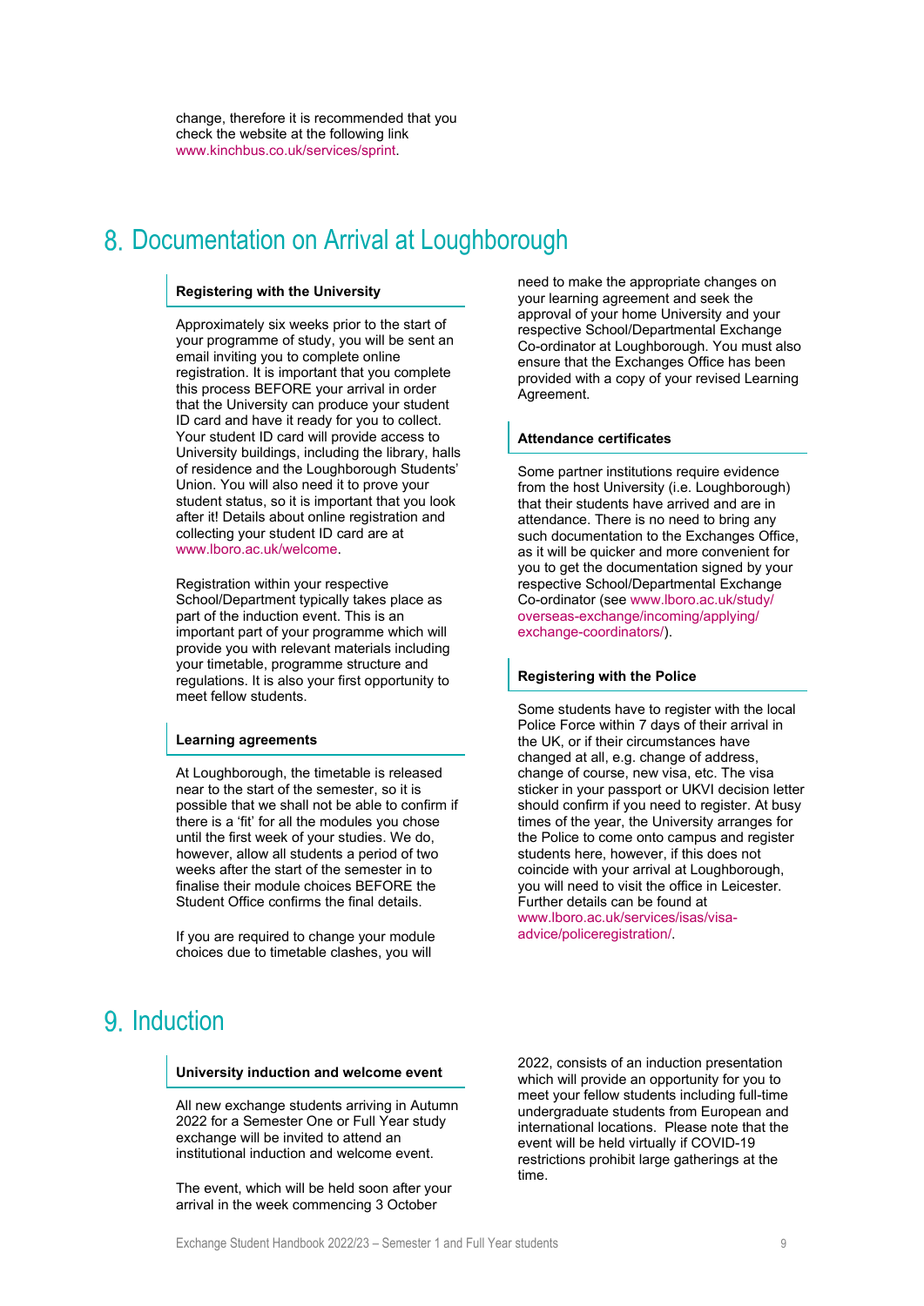change, therefore it is recommended that you check the website at the following link www.kinchbus.co.uk/services/sprint.

# 8. Documentation on Arrival at Loughborough

### Registering with the University

Approximately six weeks prior to the start of your programme of study, you will be sent an email inviting you to complete online registration. It is important that you complete this process BEFORE your arrival in order that the University can produce your student ID card and have it ready for you to collect. Your student ID card will provide access to University buildings, including the library, halls of residence and the Loughborough Students' Union. You will also need it to prove your student status, so it is important that you look after it! Details about online registration and collecting your student ID card are at www.lboro.ac.uk/welcome.

Registration within your respective School/Department typically takes place as part of the induction event. This is an important part of your programme which will provide you with relevant materials including your timetable, programme structure and regulations. It is also your first opportunity to meet fellow students.

### Learning agreements

At Loughborough, the timetable is released near to the start of the semester, so it is possible that we shall not be able to confirm if there is a 'fit' for all the modules you chose until the first week of your studies. We do, however, allow all students a period of two weeks after the start of the semester in to finalise their module choices BEFORE the Student Office confirms the final details.

If you are required to change your module choices due to timetable clashes, you will need to make the appropriate changes on your learning agreement and seek the approval of your home University and your respective School/Departmental Exchange Co-ordinator at Loughborough. You must also ensure that the Exchanges Office has been provided with a copy of your revised Learning Agreement.

### Attendance certificates

Some partner institutions require evidence from the host University (i.e. Loughborough) that their students have arrived and are in attendance. There is no need to bring any such documentation to the Exchanges Office, as it will be quicker and more convenient for you to get the documentation signed by your respective School/Departmental Exchange Co-ordinator (see www.lboro.ac.uk/study/overseas-exchange/incoming/applying/exchange-coordinators/).

### Registering with the Police

Some students have to register with the local Police Force within 7 days of their arrival in the UK, or if their circumstances have changed at all, e.g. change of address, change of course, new visa, etc. The visa sticker in your passport or UKVI decision letter should confirm if you need to register. At busy times of the year, the University arranges for the Police to come onto campus and register students here, however, if this does not coincide with your arrival at Loughborough, you will need to visit the office in Leicester. Further details can be found at www.lboro.ac.uk/services/isas/visa-advice/policeregistration/.

# 9. Induction

### University induction and welcome event

All new exchange students arriving in Autumn 2022 for a Semester One or Full Year study exchange will be invited to attend an institutional induction and welcome event.

The event, which will be held soon after your arrival in the week commencing 3 October 2022, consists of an induction presentation which will provide an opportunity for you to meet your fellow students including full-time undergraduate students from European and international locations. Please note that the event will be held virtually if COVID-19 restrictions prohibit large gatherings at the time.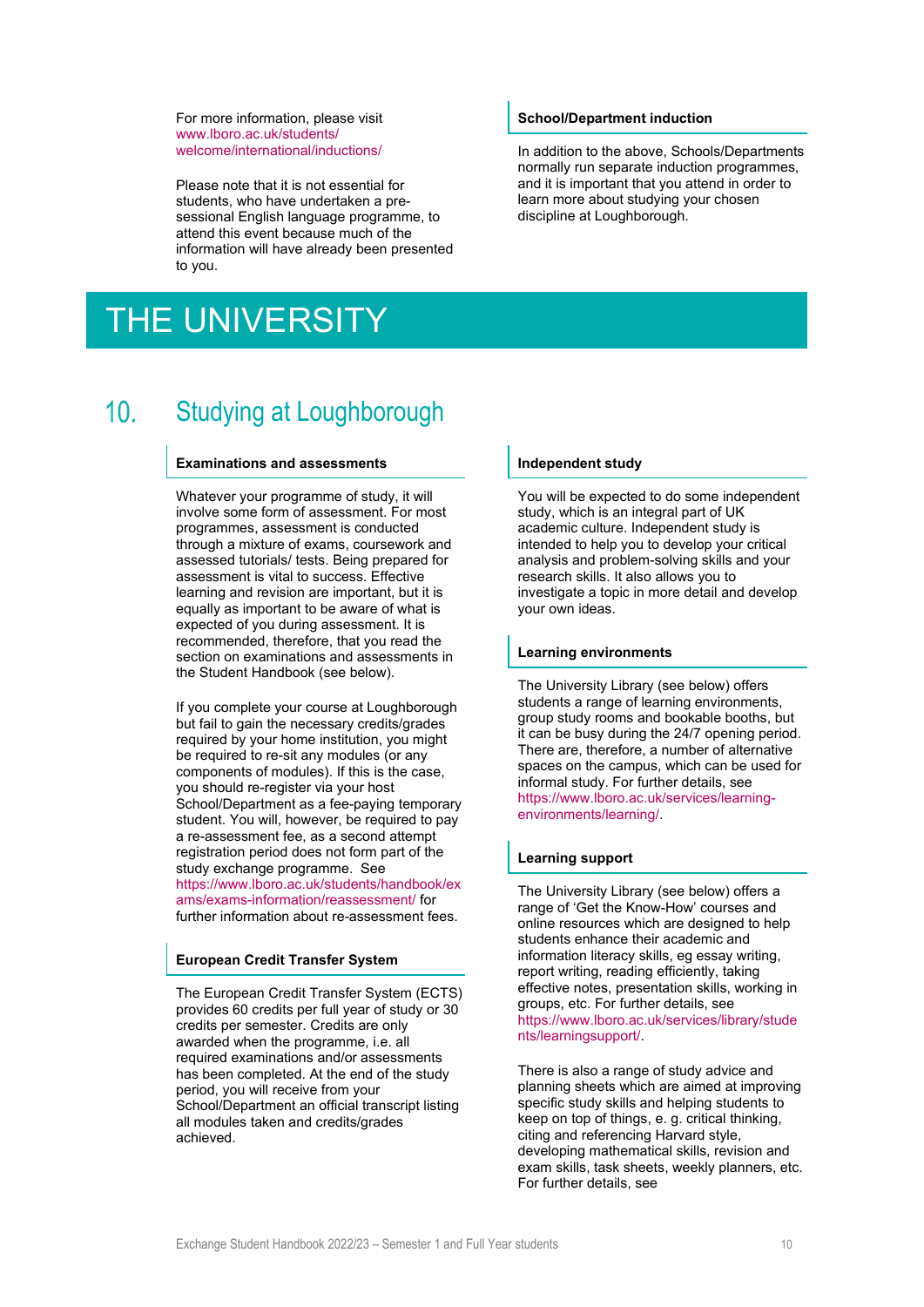For more information, please visit www.lboro.ac.uk/students/welcome/international/inductions/

Please note that it is not essential for students, who have undertaken a pre-sessional English language programme, to attend this event because much of the information will have already been presented to you.

### School/Department induction

In addition to the above, Schools/Departments normally run separate induction programmes, and it is important that you attend in order to learn more about studying your chosen discipline at Loughborough.

# THE UNIVERSITY

## 10. Studying at Loughborough

### Examinations and assessments

Whatever your programme of study, it will involve some form of assessment. For most programmes, assessment is conducted through a mixture of exams, coursework and assessed tutorials/ tests. Being prepared for assessment is vital to success. Effective learning and revision are important, but it is equally as important to be aware of what is expected of you during assessment. It is recommended, therefore, that you read the section on examinations and assessments in the Student Handbook (see below).

If you complete your course at Loughborough but fail to gain the necessary credits/grades required by your home institution, you might be required to re-sit any modules (or any components of modules). If this is the case, you should re-register via your host School/Department as a fee-paying temporary student. You will, however, be required to pay a re-assessment fee, as a second attempt registration period does not form part of the study exchange programme. See https://www.lboro.ac.uk/students/handbook/exams/exams-information/reassessment/ for further information about re-assessment fees.

### European Credit Transfer System

The European Credit Transfer System (ECTS) provides 60 credits per full year of study or 30 credits per semester. Credits are only awarded when the programme, i.e. all required examinations and/or assessments has been completed. At the end of the study period, you will receive from your School/Department an official transcript listing all modules taken and credits/grades achieved.

### Independent study

You will be expected to do some independent study, which is an integral part of UK academic culture. Independent study is intended to help you to develop your critical analysis and problem-solving skills and your research skills. It also allows you to investigate a topic in more detail and develop your own ideas.

### Learning environments

The University Library (see below) offers students a range of learning environments, group study rooms and bookable booths, but it can be busy during the 24/7 opening period. There are, therefore, a number of alternative spaces on the campus, which can be used for informal study. For further details, see https://www.lboro.ac.uk/services/learning-environments/learning/.

### Learning support

The University Library (see below) offers a range of 'Get the Know-How' courses and online resources which are designed to help students enhance their academic and information literacy skills, eg essay writing, report writing, reading efficiently, taking effective notes, presentation skills, working in groups, etc. For further details, see https://www.lboro.ac.uk/services/library/students/learningsupport/.

There is also a range of study advice and planning sheets which are aimed at improving specific study skills and helping students to keep on top of things, e. g. critical thinking, citing and referencing Harvard style, developing mathematical skills, revision and exam skills, task sheets, weekly planners, etc. For further details, see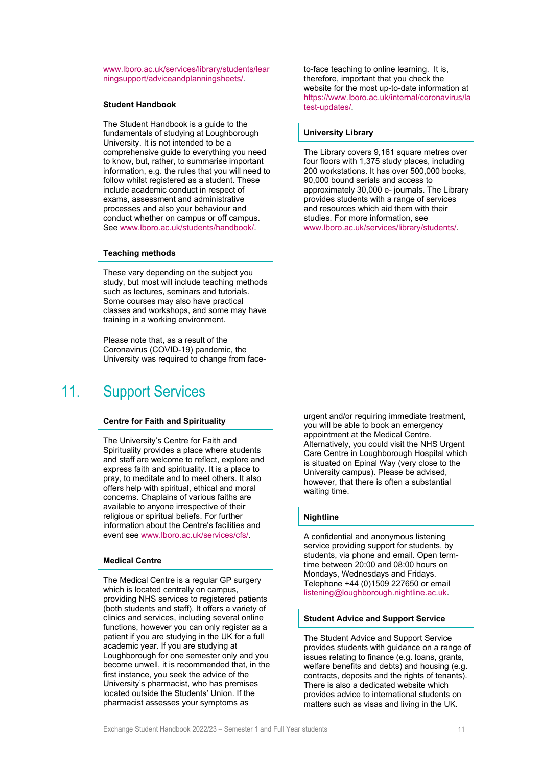www.lboro.ac.uk/services/library/students/learningsupport/adviceandplanningsheets/.

### Student Handbook

The Student Handbook is a guide to the fundamentals of studying at Loughborough University. It is not intended to be a comprehensive guide to everything you need to know, but, rather, to summarise important information, e.g. the rules that you will need to follow whilst registered as a student. These include academic conduct in respect of exams, assessment and administrative processes and also your behaviour and conduct whether on campus or off campus. See www.lboro.ac.uk/students/handbook/.

### Teaching methods

These vary depending on the subject you study, but most will include teaching methods such as lectures, seminars and tutorials. Some courses may also have practical classes and workshops, and some may have training in a working environment.

Please note that, as a result of the Coronavirus (COVID-19) pandemic, the University was required to change from face-to-face teaching to online learning. It is, therefore, important that you check the website for the most up-to-date information at https://www.lboro.ac.uk/internal/coronavirus/latest-updates/.

### University Library

The Library covers 9,161 square metres over four floors with 1,375 study places, including 200 workstations. It has over 500,000 books, 90,000 bound serials and access to approximately 30,000 e- journals. The Library provides students with a range of services and resources which aid them with their studies. For more information, see www.lboro.ac.uk/services/library/students/.

# 11. Support Services

### Centre for Faith and Spirituality

The University's Centre for Faith and Spirituality provides a place where students and staff are welcome to reflect, explore and express faith and spirituality. It is a place to pray, to meditate and to meet others. It also offers help with spiritual, ethical and moral concerns. Chaplains of various faiths are available to anyone irrespective of their religious or spiritual beliefs. For further information about the Centre's facilities and event see www.lboro.ac.uk/services/cfs/.

### Medical Centre

The Medical Centre is a regular GP surgery which is located centrally on campus, providing NHS services to registered patients (both students and staff). It offers a variety of clinics and services, including several online functions, however you can only register as a patient if you are studying in the UK for a full academic year. If you are studying at Loughborough for one semester only and you become unwell, it is recommended that, in the first instance, you seek the advice of the University's pharmacist, who has premises located outside the Students' Union. If the pharmacist assesses your symptoms as urgent and/or requiring immediate treatment, you will be able to book an emergency appointment at the Medical Centre. Alternatively, you could visit the NHS Urgent Care Centre in Loughborough Hospital which is situated on Epinal Way (very close to the University campus). Please be advised, however, that there is often a substantial waiting time.

### Nightline

A confidential and anonymous listening service providing support for students, by students, via phone and email. Open term-time between 20:00 and 08:00 hours on Mondays, Wednesdays and Fridays. Telephone +44 (0)1509 227650 or email listening@loughborough.nightline.ac.uk.

### Student Advice and Support Service

The Student Advice and Support Service provides students with guidance on a range of issues relating to finance (e.g. loans, grants, welfare benefits and debts) and housing (e.g. contracts, deposits and the rights of tenants). There is also a dedicated website which provides advice to international students on matters such as visas and living in the UK.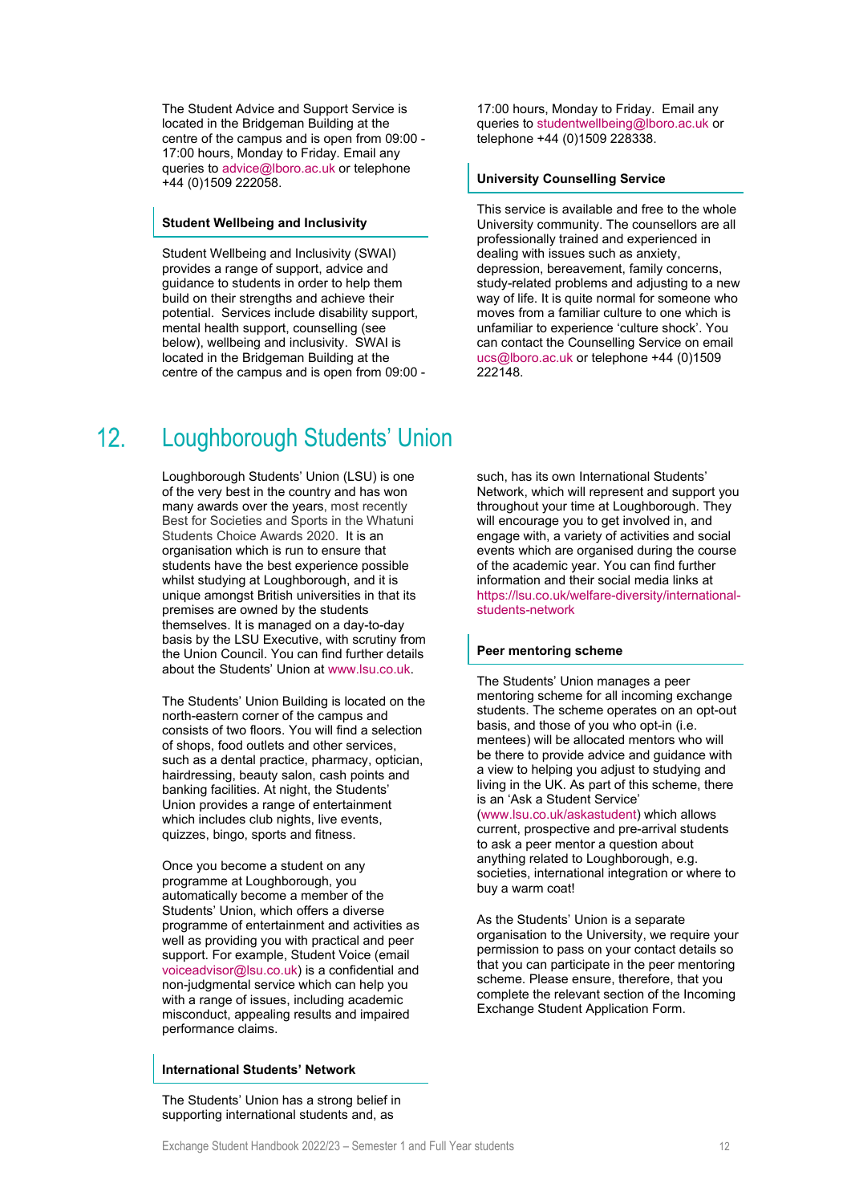The Student Advice and Support Service is located in the Bridgeman Building at the centre of the campus and is open from 09:00 - 17:00 hours, Monday to Friday. Email any queries to advice@lboro.ac.uk or telephone +44 (0)1509 222058.

### Student Wellbeing and Inclusivity

Student Wellbeing and Inclusivity (SWAI) provides a range of support, advice and guidance to students in order to help them build on their strengths and achieve their potential. Services include disability support, mental health support, counselling (see below), wellbeing and inclusivity. SWAI is located in the Bridgeman Building at the centre of the campus and is open from 09:00 - 17:00 hours, Monday to Friday. Email any queries to studentwellbeing@lboro.ac.uk or telephone +44 (0)1509 228338.

### University Counselling Service

This service is available and free to the whole University community. The counsellors are all professionally trained and experienced in dealing with issues such as anxiety, depression, bereavement, family concerns, study-related problems and adjusting to a new way of life. It is quite normal for someone who moves from a familiar culture to one which is unfamiliar to experience 'culture shock'. You can contact the Counselling Service on email ucs@lboro.ac.uk or telephone +44 (0)1509 222148.

# 12. Loughborough Students' Union

Loughborough Students' Union (LSU) is one of the very best in the country and has won many awards over the years, most recently Best for Societies and Sports in the Whatuni Students Choice Awards 2020. It is an organisation which is run to ensure that students have the best experience possible whilst studying at Loughborough, and it is unique amongst British universities in that its premises are owned by the students themselves. It is managed on a day-to-day basis by the LSU Executive, with scrutiny from the Union Council. You can find further details about the Students' Union at www.lsu.co.uk.

The Students' Union Building is located on the north-eastern corner of the campus and consists of two floors. You will find a selection of shops, food outlets and other services, such as a dental practice, pharmacy, optician, hairdressing, beauty salon, cash points and banking facilities. At night, the Students' Union provides a range of entertainment which includes club nights, live events, quizzes, bingo, sports and fitness.

Once you become a student on any programme at Loughborough, you automatically become a member of the Students' Union, which offers a diverse programme of entertainment and activities as well as providing you with practical and peer support. For example, Student Voice (email voiceadvisor@lsu.co.uk) is a confidential and non-judgmental service which can help you with a range of issues, including academic misconduct, appealing results and impaired performance claims.

### International Students' Network

The Students' Union has a strong belief in supporting international students and, as such, has its own International Students' Network, which will represent and support you throughout your time at Loughborough. They will encourage you to get involved in, and engage with, a variety of activities and social events which are organised during the course of the academic year. You can find further information and their social media links at https://lsu.co.uk/welfare-diversity/international-students-network

### Peer mentoring scheme

The Students' Union manages a peer mentoring scheme for all incoming exchange students. The scheme operates on an opt-out basis, and those of you who opt-in (i.e. mentees) will be allocated mentors who will be there to provide advice and guidance with a view to helping you adjust to studying and living in the UK. As part of this scheme, there is an 'Ask a Student Service' (www.lsu.co.uk/askastudent) which allows current, prospective and pre-arrival students to ask a peer mentor a question about anything related to Loughborough, e.g. societies, international integration or where to buy a warm coat!

As the Students' Union is a separate organisation to the University, we require your permission to pass on your contact details so that you can participate in the peer mentoring scheme. Please ensure, therefore, that you complete the relevant section of the Incoming Exchange Student Application Form.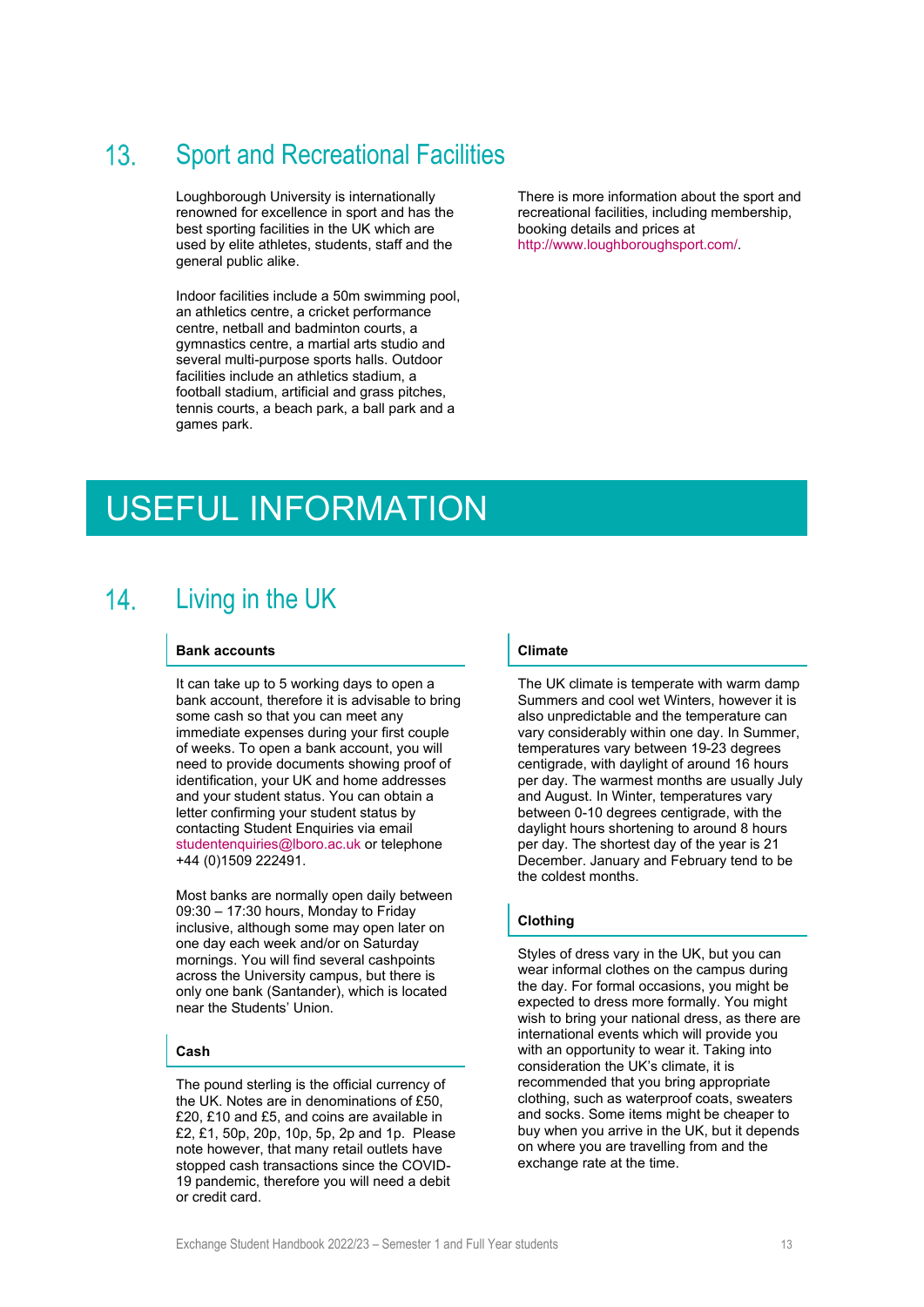## 13. Sport and Recreational Facilities

Loughborough University is internationally renowned for excellence in sport and has the best sporting facilities in the UK which are used by elite athletes, students, staff and the general public alike.

Indoor facilities include a 50m swimming pool, an athletics centre, a cricket performance centre, netball and badminton courts, a gymnastics centre, a martial arts studio and several multi-purpose sports halls. Outdoor facilities include an athletics stadium, a football stadium, artificial and grass pitches, tennis courts, a beach park, a ball park and a games park.

There is more information about the sport and recreational facilities, including membership, booking details and prices at http://www.loughboroughsport.com/.

# USEFUL INFORMATION

## 14. Living in the UK

### Bank accounts

It can take up to 5 working days to open a bank account, therefore it is advisable to bring some cash so that you can meet any immediate expenses during your first couple of weeks. To open a bank account, you will need to provide documents showing proof of identification, your UK and home addresses and your student status. You can obtain a letter confirming your student status by contacting Student Enquiries via email studentenquiries@lboro.ac.uk or telephone +44 (0)1509 222491.

Most banks are normally open daily between 09:30 – 17:30 hours, Monday to Friday inclusive, although some may open later on one day each week and/or on Saturday mornings. You will find several cashpoints across the University campus, but there is only one bank (Santander), which is located near the Students' Union.

### Cash

The pound sterling is the official currency of the UK. Notes are in denominations of £50, £20, £10 and £5, and coins are available in £2, £1, 50p, 20p, 10p, 5p, 2p and 1p. Please note however, that many retail outlets have stopped cash transactions since the COVID-19 pandemic, therefore you will need a debit or credit card.

### Climate

The UK climate is temperate with warm damp Summers and cool wet Winters, however it is also unpredictable and the temperature can vary considerably within one day. In Summer, temperatures vary between 19-23 degrees centigrade, with daylight of around 16 hours per day. The warmest months are usually July and August. In Winter, temperatures vary between 0-10 degrees centigrade, with the daylight hours shortening to around 8 hours per day. The shortest day of the year is 21 December. January and February tend to be the coldest months.

### Clothing

Styles of dress vary in the UK, but you can wear informal clothes on the campus during the day. For formal occasions, you might be expected to dress more formally. You might wish to bring your national dress, as there are international events which will provide you with an opportunity to wear it. Taking into consideration the UK's climate, it is recommended that you bring appropriate clothing, such as waterproof coats, sweaters and socks. Some items might be cheaper to buy when you arrive in the UK, but it depends on where you are travelling from and the exchange rate at the time.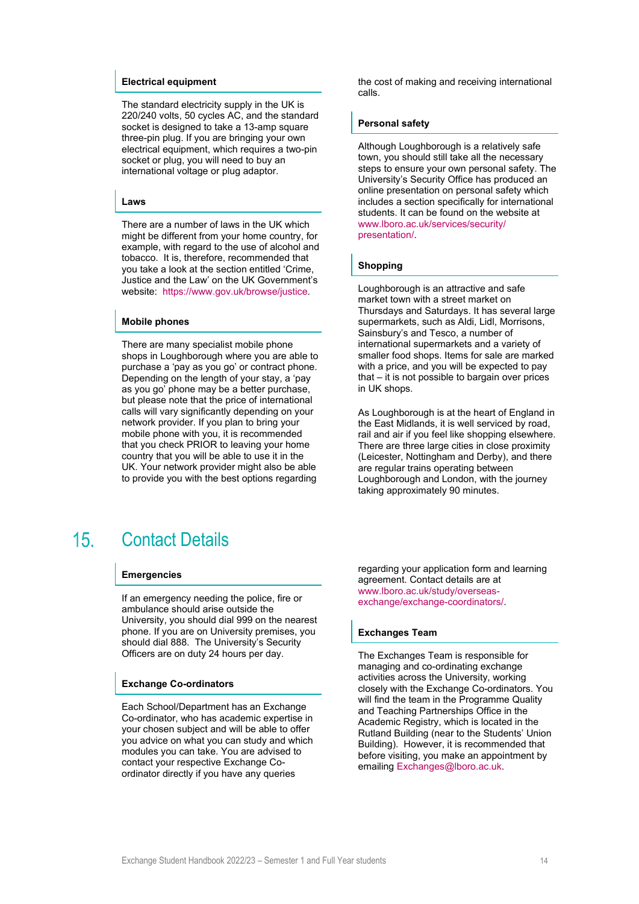### Electrical equipment

The standard electricity supply in the UK is 220/240 volts, 50 cycles AC, and the standard socket is designed to take a 13-amp square three-pin plug. If you are bringing your own electrical equipment, which requires a two-pin socket or plug, you will need to buy an international voltage or plug adaptor.

### Laws

There are a number of laws in the UK which might be different from your home country, for example, with regard to the use of alcohol and tobacco. It is, therefore, recommended that you take a look at the section entitled 'Crime, Justice and the Law' on the UK Government's website: https://www.gov.uk/browse/justice.

### Mobile phones

There are many specialist mobile phone shops in Loughborough where you are able to purchase a 'pay as you go' or contract phone. Depending on the length of your stay, a 'pay as you go' phone may be a better purchase, but please note that the price of international calls will vary significantly depending on your network provider. If you plan to bring your mobile phone with you, it is recommended that you check PRIOR to leaving your home country that you will be able to use it in the UK. Your network provider might also be able to provide you with the best options regarding the cost of making and receiving international calls.

### Personal safety

Although Loughborough is a relatively safe town, you should still take all the necessary steps to ensure your own personal safety. The University's Security Office has produced an online presentation on personal safety which includes a section specifically for international students. It can be found on the website at www.lboro.ac.uk/services/security/presentation/.

### Shopping

Loughborough is an attractive and safe market town with a street market on Thursdays and Saturdays. It has several large supermarkets, such as Aldi, Lidl, Morrisons, Sainsbury's and Tesco, a number of international supermarkets and a variety of smaller food shops. Items for sale are marked with a price, and you will be expected to pay that – it is not possible to bargain over prices in UK shops.

As Loughborough is at the heart of England in the East Midlands, it is well serviced by road, rail and air if you feel like shopping elsewhere. There are three large cities in close proximity (Leicester, Nottingham and Derby), and there are regular trains operating between Loughborough and London, with the journey taking approximately 90 minutes.

## 15. Contact Details

### Emergencies

If an emergency needing the police, fire or ambulance should arise outside the University, you should dial 999 on the nearest phone. If you are on University premises, you should dial 888. The University's Security Officers are on duty 24 hours per day.

### Exchange Co-ordinators

Each School/Department has an Exchange Co-ordinator, who has academic expertise in your chosen subject and will be able to offer you advice on what you can study and which modules you can take. You are advised to contact your respective Exchange Co-ordinator directly if you have any queries regarding your application form and learning agreement. Contact details are at www.lboro.ac.uk/study/overseas-exchange/exchange-coordinators/.

### Exchanges Team

The Exchanges Team is responsible for managing and co-ordinating exchange activities across the University, working closely with the Exchange Co-ordinators. You will find the team in the Programme Quality and Teaching Partnerships Office in the Academic Registry, which is located in the Rutland Building (near to the Students' Union Building). However, it is recommended that before visiting, you make an appointment by emailing Exchanges@lboro.ac.uk.